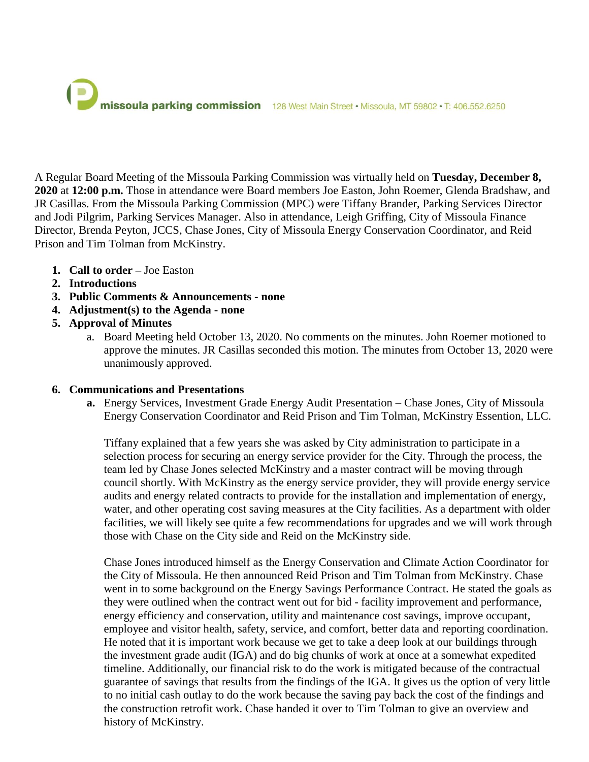**missoula parking commission** 128 West Main Street • Missoula, MT 59802 • T: 406.552.6250

A Regular Board Meeting of the Missoula Parking Commission was virtually held on **Tuesday, December 8, 2020** at **12:00 p.m.** Those in attendance were Board members Joe Easton, John Roemer, Glenda Bradshaw, and JR Casillas. From the Missoula Parking Commission (MPC) were Tiffany Brander, Parking Services Director and Jodi Pilgrim, Parking Services Manager. Also in attendance, Leigh Griffing, City of Missoula Finance Director, Brenda Peyton, JCCS, Chase Jones, City of Missoula Energy Conservation Coordinator, and Reid Prison and Tim Tolman from McKinstry.

1. **Call to order –** Joe Easton
2. **Introductions**
3. **Public Comments & Announcements - none**
4. **Adjustment(s) to the Agenda - none**
5. **Approval of Minutes**
   a. Board Meeting held October 13, 2020. No comments on the minutes. John Roemer motioned to approve the minutes. JR Casillas seconded this motion. The minutes from October 13, 2020 were unanimously approved.

6. **Communications and Presentations**
   **a.** Energy Services, Investment Grade Energy Audit Presentation – Chase Jones, City of Missoula Energy Conservation Coordinator and Reid Prison and Tim Tolman, McKinstry Essention, LLC.

   Tiffany explained that a few years she was asked by City administration to participate in a selection process for securing an energy service provider for the City. Through the process, the team led by Chase Jones selected McKinstry and a master contract will be moving through council shortly. With McKinstry as the energy service provider, they will provide energy service audits and energy related contracts to provide for the installation and implementation of energy, water, and other operating cost saving measures at the City facilities. As a department with older facilities, we will likely see quite a few recommendations for upgrades and we will work through those with Chase on the City side and Reid on the McKinstry side.

   Chase Jones introduced himself as the Energy Conservation and Climate Action Coordinator for the City of Missoula. He then announced Reid Prison and Tim Tolman from McKinstry. Chase went in to some background on the Energy Savings Performance Contract. He stated the goals as they were outlined when the contract went out for bid - facility improvement and performance, energy efficiency and conservation, utility and maintenance cost savings, improve occupant, employee and visitor health, safety, service, and comfort, better data and reporting coordination. He noted that it is important work because we get to take a deep look at our buildings through the investment grade audit (IGA) and do big chunks of work at once at a somewhat expedited timeline. Additionally, our financial risk to do the work is mitigated because of the contractual guarantee of savings that results from the findings of the IGA. It gives us the option of very little to no initial cash outlay to do the work because the saving pay back the cost of the findings and the construction retrofit work. Chase handed it over to Tim Tolman to give an overview and history of McKinstry.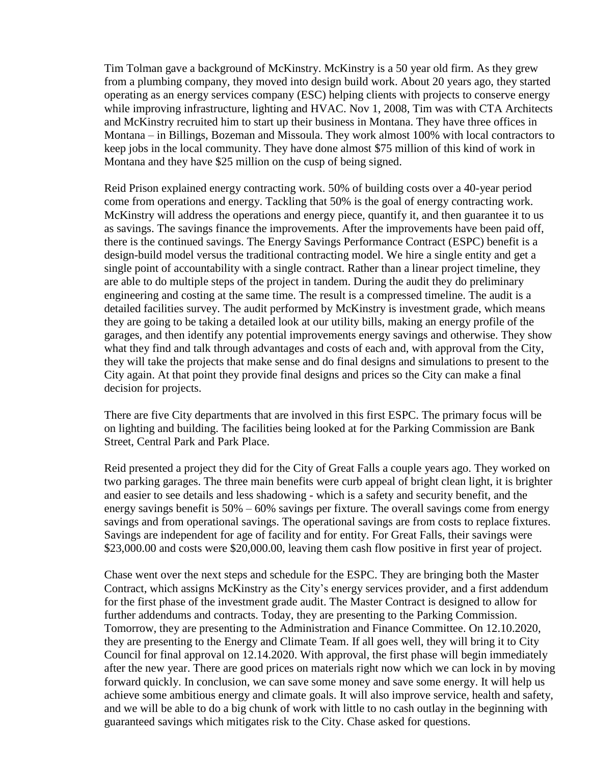Tim Tolman gave a background of McKinstry. McKinstry is a 50 year old firm. As they grew from a plumbing company, they moved into design build work. About 20 years ago, they started operating as an energy services company (ESC) helping clients with projects to conserve energy while improving infrastructure, lighting and HVAC. Nov 1, 2008, Tim was with CTA Architects and McKinstry recruited him to start up their business in Montana. They have three offices in Montana – in Billings, Bozeman and Missoula. They work almost 100% with local contractors to keep jobs in the local community. They have done almost $75 million of this kind of work in Montana and they have $25 million on the cusp of being signed.

Reid Prison explained energy contracting work. 50% of building costs over a 40-year period come from operations and energy. Tackling that 50% is the goal of energy contracting work. McKinstry will address the operations and energy piece, quantify it, and then guarantee it to us as savings. The savings finance the improvements. After the improvements have been paid off, there is the continued savings. The Energy Savings Performance Contract (ESPC) benefit is a design-build model versus the traditional contracting model. We hire a single entity and get a single point of accountability with a single contract. Rather than a linear project timeline, they are able to do multiple steps of the project in tandem. During the audit they do preliminary engineering and costing at the same time. The result is a compressed timeline. The audit is a detailed facilities survey. The audit performed by McKinstry is investment grade, which means they are going to be taking a detailed look at our utility bills, making an energy profile of the garages, and then identify any potential improvements energy savings and otherwise. They show what they find and talk through advantages and costs of each and, with approval from the City, they will take the projects that make sense and do final designs and simulations to present to the City again. At that point they provide final designs and prices so the City can make a final decision for projects.

There are five City departments that are involved in this first ESPC. The primary focus will be on lighting and building. The facilities being looked at for the Parking Commission are Bank Street, Central Park and Park Place.

Reid presented a project they did for the City of Great Falls a couple years ago. They worked on two parking garages. The three main benefits were curb appeal of bright clean light, it is brighter and easier to see details and less shadowing - which is a safety and security benefit, and the energy savings benefit is 50% – 60% savings per fixture. The overall savings come from energy savings and from operational savings. The operational savings are from costs to replace fixtures. Savings are independent for age of facility and for entity. For Great Falls, their savings were $23,000.00 and costs were $20,000.00, leaving them cash flow positive in first year of project.

Chase went over the next steps and schedule for the ESPC. They are bringing both the Master Contract, which assigns McKinstry as the City's energy services provider, and a first addendum for the first phase of the investment grade audit. The Master Contract is designed to allow for further addendums and contracts. Today, they are presenting to the Parking Commission. Tomorrow, they are presenting to the Administration and Finance Committee. On 12.10.2020, they are presenting to the Energy and Climate Team. If all goes well, they will bring it to City Council for final approval on 12.14.2020. With approval, the first phase will begin immediately after the new year. There are good prices on materials right now which we can lock in by moving forward quickly. In conclusion, we can save some money and save some energy. It will help us achieve some ambitious energy and climate goals. It will also improve service, health and safety, and we will be able to do a big chunk of work with little to no cash outlay in the beginning with guaranteed savings which mitigates risk to the City. Chase asked for questions.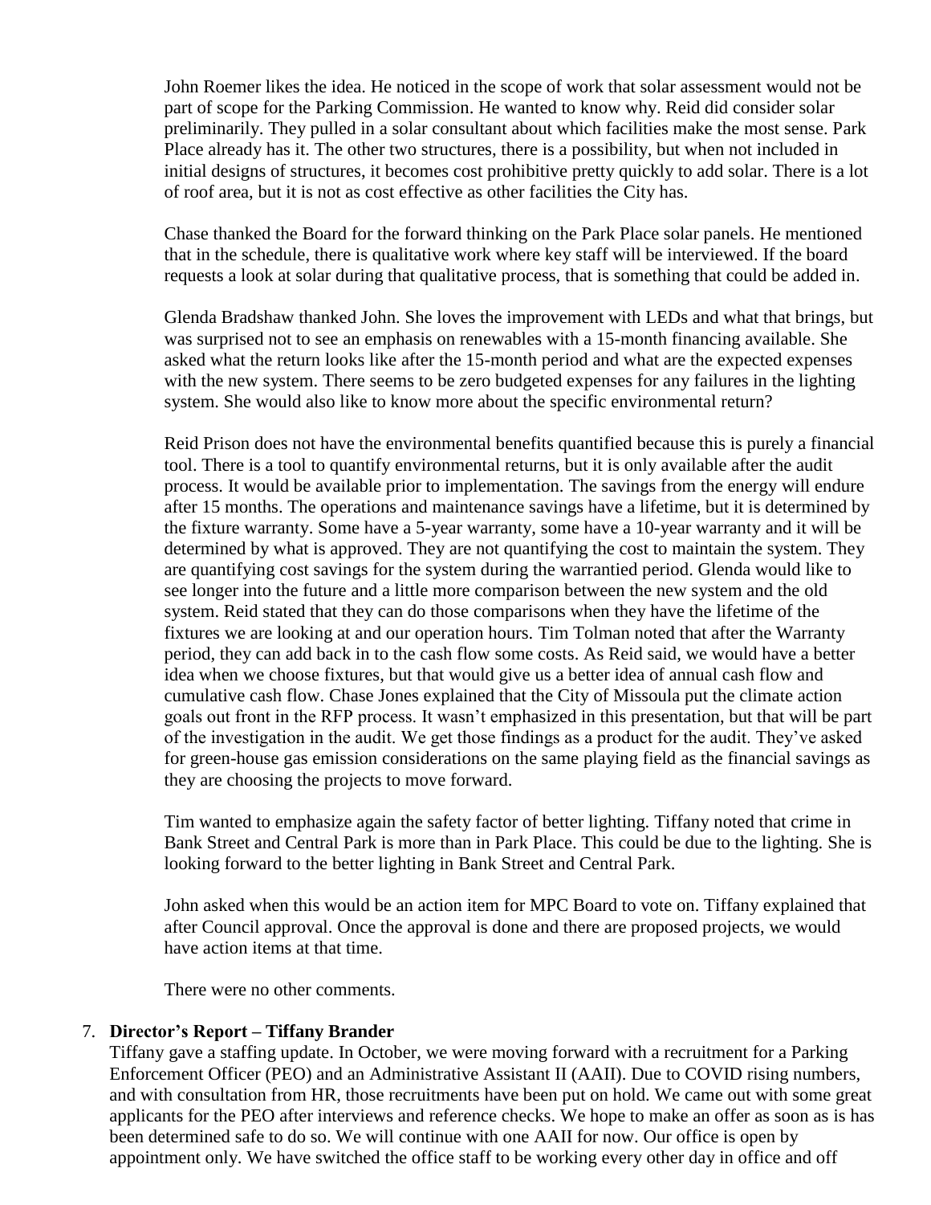John Roemer likes the idea. He noticed in the scope of work that solar assessment would not be part of scope for the Parking Commission. He wanted to know why. Reid did consider solar preliminarily. They pulled in a solar consultant about which facilities make the most sense. Park Place already has it. The other two structures, there is a possibility, but when not included in initial designs of structures, it becomes cost prohibitive pretty quickly to add solar. There is a lot of roof area, but it is not as cost effective as other facilities the City has.

Chase thanked the Board for the forward thinking on the Park Place solar panels. He mentioned that in the schedule, there is qualitative work where key staff will be interviewed. If the board requests a look at solar during that qualitative process, that is something that could be added in.

Glenda Bradshaw thanked John. She loves the improvement with LEDs and what that brings, but was surprised not to see an emphasis on renewables with a 15-month financing available. She asked what the return looks like after the 15-month period and what are the expected expenses with the new system. There seems to be zero budgeted expenses for any failures in the lighting system. She would also like to know more about the specific environmental return?

Reid Prison does not have the environmental benefits quantified because this is purely a financial tool. There is a tool to quantify environmental returns, but it is only available after the audit process. It would be available prior to implementation. The savings from the energy will endure after 15 months. The operations and maintenance savings have a lifetime, but it is determined by the fixture warranty. Some have a 5-year warranty, some have a 10-year warranty and it will be determined by what is approved. They are not quantifying the cost to maintain the system. They are quantifying cost savings for the system during the warrantied period. Glenda would like to see longer into the future and a little more comparison between the new system and the old system. Reid stated that they can do those comparisons when they have the lifetime of the fixtures we are looking at and our operation hours. Tim Tolman noted that after the Warranty period, they can add back in to the cash flow some costs. As Reid said, we would have a better idea when we choose fixtures, but that would give us a better idea of annual cash flow and cumulative cash flow. Chase Jones explained that the City of Missoula put the climate action goals out front in the RFP process. It wasn't emphasized in this presentation, but that will be part of the investigation in the audit. We get those findings as a product for the audit. They've asked for green-house gas emission considerations on the same playing field as the financial savings as they are choosing the projects to move forward.

Tim wanted to emphasize again the safety factor of better lighting. Tiffany noted that crime in Bank Street and Central Park is more than in Park Place. This could be due to the lighting. She is looking forward to the better lighting in Bank Street and Central Park.

John asked when this would be an action item for MPC Board to vote on. Tiffany explained that after Council approval. Once the approval is done and there are proposed projects, we would have action items at that time.

There were no other comments.

7. **Director's Report – Tiffany Brander**

Tiffany gave a staffing update. In October, we were moving forward with a recruitment for a Parking Enforcement Officer (PEO) and an Administrative Assistant II (AAII). Due to COVID rising numbers, and with consultation from HR, those recruitments have been put on hold. We came out with some great applicants for the PEO after interviews and reference checks. We hope to make an offer as soon as is has been determined safe to do so. We will continue with one AAII for now. Our office is open by appointment only. We have switched the office staff to be working every other day in office and off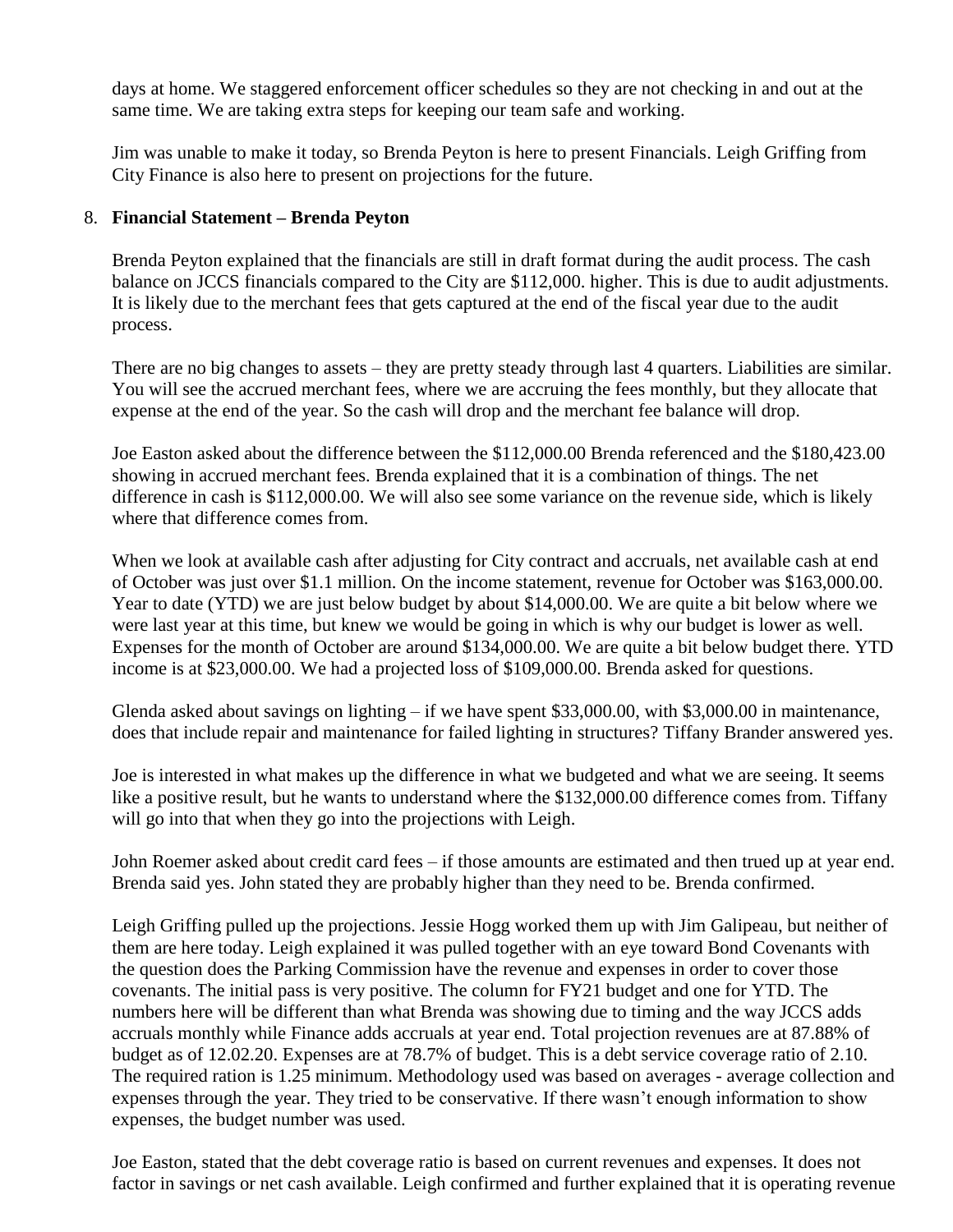days at home. We staggered enforcement officer schedules so they are not checking in and out at the same time. We are taking extra steps for keeping our team safe and working.

Jim was unable to make it today, so Brenda Peyton is here to present Financials. Leigh Griffing from City Finance is also here to present on projections for the future.

8. **Financial Statement – Brenda Peyton**

   Brenda Peyton explained that the financials are still in draft format during the audit process. The cash balance on JCCS financials compared to the City are $112,000. higher. This is due to audit adjustments. It is likely due to the merchant fees that gets captured at the end of the fiscal year due to the audit process.

   There are no big changes to assets – they are pretty steady through last 4 quarters. Liabilities are similar. You will see the accrued merchant fees, where we are accruing the fees monthly, but they allocate that expense at the end of the year. So the cash will drop and the merchant fee balance will drop.

   Joe Easton asked about the difference between the $112,000.00 Brenda referenced and the $180,423.00 showing in accrued merchant fees. Brenda explained that it is a combination of things. The net difference in cash is $112,000.00. We will also see some variance on the revenue side, which is likely where that difference comes from.

   When we look at available cash after adjusting for City contract and accruals, net available cash at end of October was just over $1.1 million. On the income statement, revenue for October was $163,000.00. Year to date (YTD) we are just below budget by about $14,000.00. We are quite a bit below where we were last year at this time, but knew we would be going in which is why our budget is lower as well. Expenses for the month of October are around $134,000.00. We are quite a bit below budget there. YTD income is at $23,000.00. We had a projected loss of $109,000.00. Brenda asked for questions.

   Glenda asked about savings on lighting – if we have spent $33,000.00, with $3,000.00 in maintenance, does that include repair and maintenance for failed lighting in structures? Tiffany Brander answered yes.

   Joe is interested in what makes up the difference in what we budgeted and what we are seeing. It seems like a positive result, but he wants to understand where the $132,000.00 difference comes from. Tiffany will go into that when they go into the projections with Leigh.

   John Roemer asked about credit card fees – if those amounts are estimated and then trued up at year end. Brenda said yes. John stated they are probably higher than they need to be. Brenda confirmed.

   Leigh Griffing pulled up the projections. Jessie Hogg worked them up with Jim Galipeau, but neither of them are here today. Leigh explained it was pulled together with an eye toward Bond Covenants with the question does the Parking Commission have the revenue and expenses in order to cover those covenants. The initial pass is very positive. The column for FY21 budget and one for YTD. The numbers here will be different than what Brenda was showing due to timing and the way JCCS adds accruals monthly while Finance adds accruals at year end. Total projection revenues are at 87.88% of budget as of 12.02.20. Expenses are at 78.7% of budget. This is a debt service coverage ratio of 2.10. The required ration is 1.25 minimum. Methodology used was based on averages - average collection and expenses through the year. They tried to be conservative. If there wasn't enough information to show expenses, the budget number was used.

   Joe Easton, stated that the debt coverage ratio is based on current revenues and expenses. It does not factor in savings or net cash available. Leigh confirmed and further explained that it is operating revenue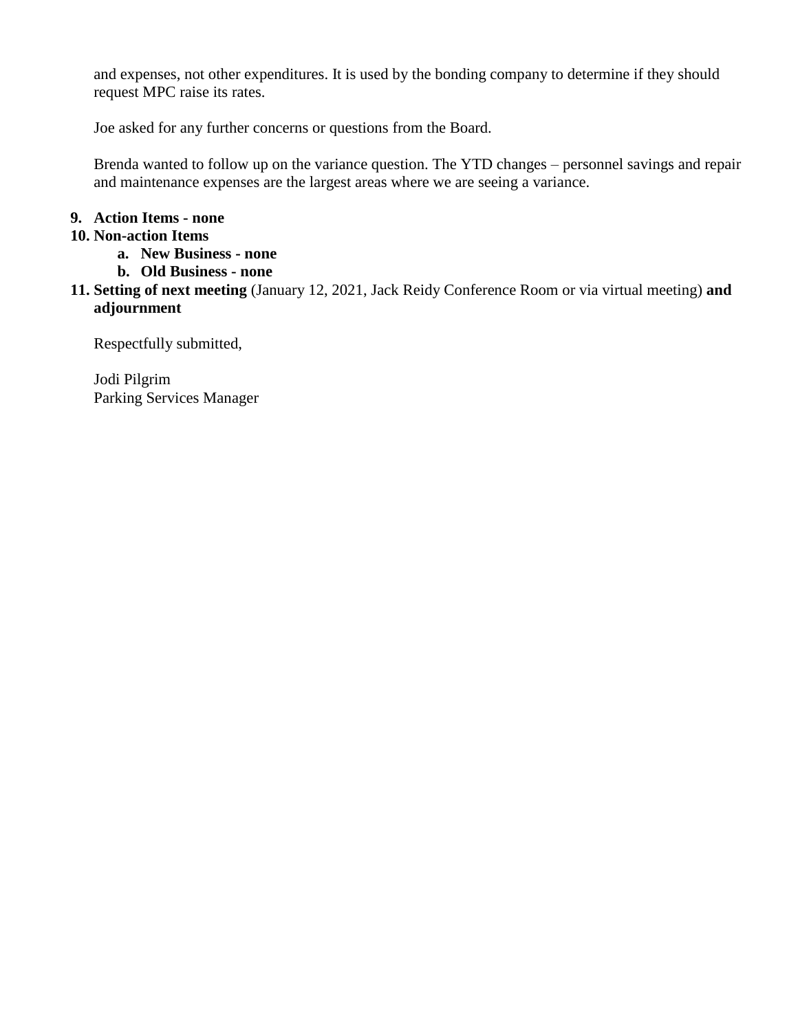and expenses, not other expenditures. It is used by the bonding company to determine if they should request MPC raise its rates.

Joe asked for any further concerns or questions from the Board.

Brenda wanted to follow up on the variance question. The YTD changes – personnel savings and repair and maintenance expenses are the largest areas where we are seeing a variance.

9. **Action Items - none**
10. **Non-action Items**
    a. **New Business - none**
    b. **Old Business - none**
11. **Setting of next meeting** (January 12, 2021, Jack Reidy Conference Room or via virtual meeting) **and adjournment**

Respectfully submitted,

Jodi Pilgrim
Parking Services Manager